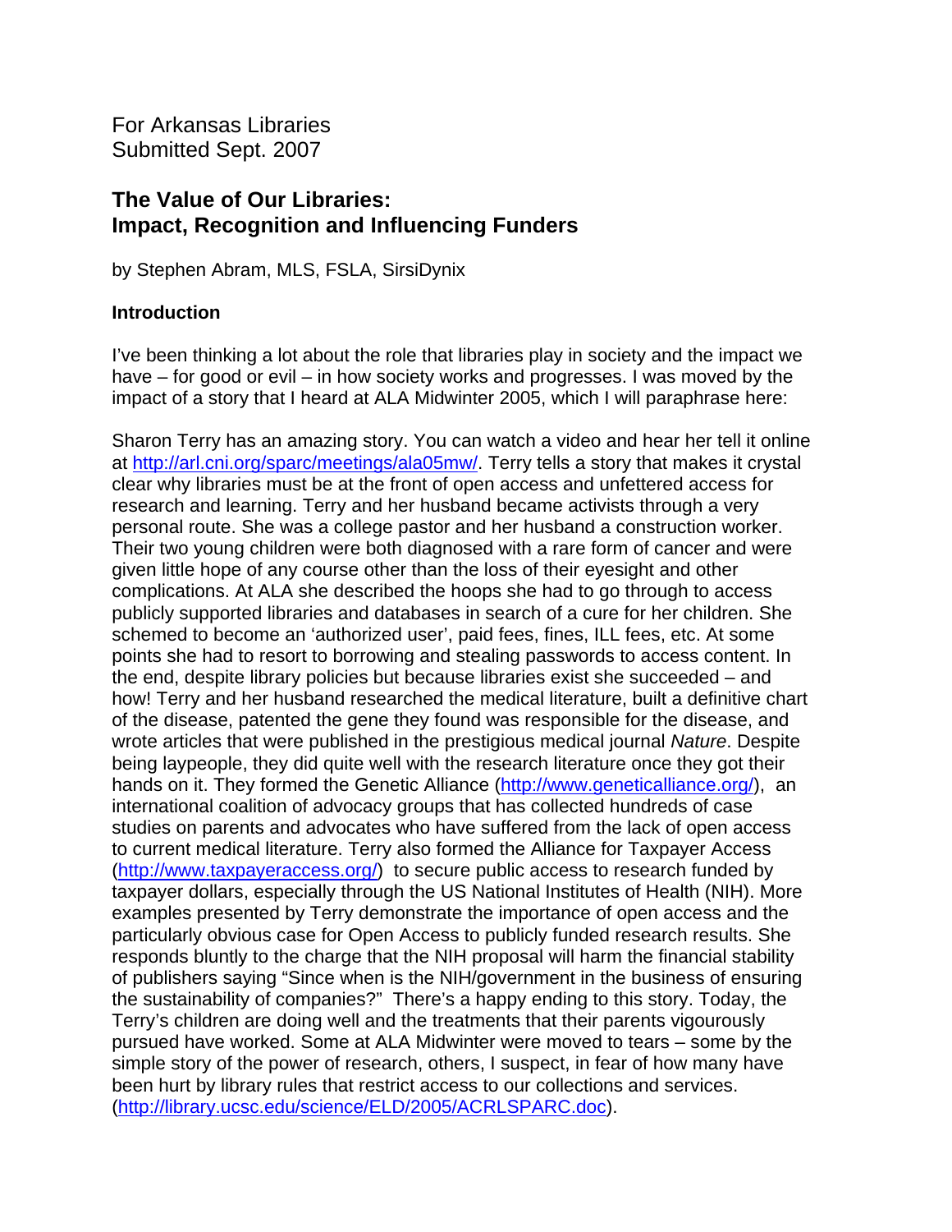For Arkansas Libraries
Submitted Sept. 2007

# The Value of Our Libraries: Impact, Recognition and Influencing Funders

by Stephen Abram, MLS, FSLA, SirsiDynix

## Introduction

I've been thinking a lot about the role that libraries play in society and the impact we have – for good or evil – in how society works and progresses. I was moved by the impact of a story that I heard at ALA Midwinter 2005, which I will paraphrase here:

Sharon Terry has an amazing story. You can watch a video and hear her tell it online at http://arl.cni.org/sparc/meetings/ala05mw/. Terry tells a story that makes it crystal clear why libraries must be at the front of open access and unfettered access for research and learning. Terry and her husband became activists through a very personal route. She was a college pastor and her husband a construction worker. Their two young children were both diagnosed with a rare form of cancer and were given little hope of any course other than the loss of their eyesight and other complications. At ALA she described the hoops she had to go through to access publicly supported libraries and databases in search of a cure for her children. She schemed to become an 'authorized user', paid fees, fines, ILL fees, etc. At some points she had to resort to borrowing and stealing passwords to access content. In the end, despite library policies but because libraries exist she succeeded – and how! Terry and her husband researched the medical literature, built a definitive chart of the disease, patented the gene they found was responsible for the disease, and wrote articles that were published in the prestigious medical journal *Nature*. Despite being laypeople, they did quite well with the research literature once they got their hands on it. They formed the Genetic Alliance (http://www.geneticalliance.org/), an international coalition of advocacy groups that has collected hundreds of case studies on parents and advocates who have suffered from the lack of open access to current medical literature. Terry also formed the Alliance for Taxpayer Access (http://www.taxpayeraccess.org/) to secure public access to research funded by taxpayer dollars, especially through the US National Institutes of Health (NIH). More examples presented by Terry demonstrate the importance of open access and the particularly obvious case for Open Access to publicly funded research results. She responds bluntly to the charge that the NIH proposal will harm the financial stability of publishers saying "Since when is the NIH/government in the business of ensuring the sustainability of companies?" There's a happy ending to this story. Today, the Terry's children are doing well and the treatments that their parents vigourously pursued have worked. Some at ALA Midwinter were moved to tears – some by the simple story of the power of research, others, I suspect, in fear of how many have been hurt by library rules that restrict access to our collections and services. (http://library.ucsc.edu/science/ELD/2005/ACRLSPARC.doc).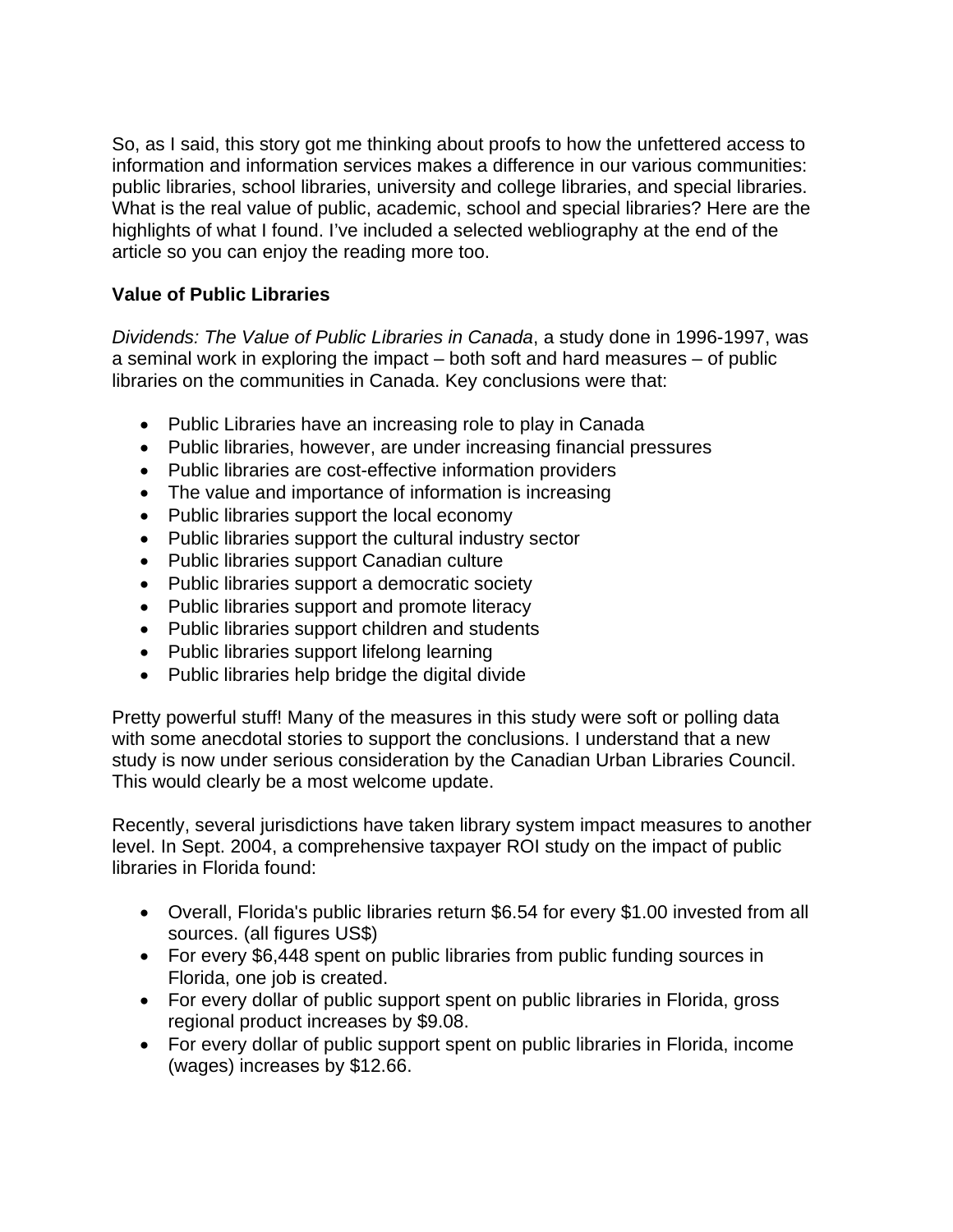So, as I said, this story got me thinking about proofs to how the unfettered access to information and information services makes a difference in our various communities: public libraries, school libraries, university and college libraries, and special libraries. What is the real value of public, academic, school and special libraries? Here are the highlights of what I found. I've included a selected webliography at the end of the article so you can enjoy the reading more too.

**Value of Public Libraries**

*Dividends: The Value of Public Libraries in Canada*, a study done in 1996-1997, was a seminal work in exploring the impact – both soft and hard measures – of public libraries on the communities in Canada. Key conclusions were that:

- Public Libraries have an increasing role to play in Canada
- Public libraries, however, are under increasing financial pressures
- Public libraries are cost-effective information providers
- The value and importance of information is increasing
- Public libraries support the local economy
- Public libraries support the cultural industry sector
- Public libraries support Canadian culture
- Public libraries support a democratic society
- Public libraries support and promote literacy
- Public libraries support children and students
- Public libraries support lifelong learning
- Public libraries help bridge the digital divide

Pretty powerful stuff! Many of the measures in this study were soft or polling data with some anecdotal stories to support the conclusions. I understand that a new study is now under serious consideration by the Canadian Urban Libraries Council. This would clearly be a most welcome update.

Recently, several jurisdictions have taken library system impact measures to another level. In Sept. 2004, a comprehensive taxpayer ROI study on the impact of public libraries in Florida found:

- Overall, Florida's public libraries return $6.54 for every $1.00 invested from all sources. (all figures US$)
- For every $6,448 spent on public libraries from public funding sources in Florida, one job is created.
- For every dollar of public support spent on public libraries in Florida, gross regional product increases by $9.08.
- For every dollar of public support spent on public libraries in Florida, income (wages) increases by $12.66.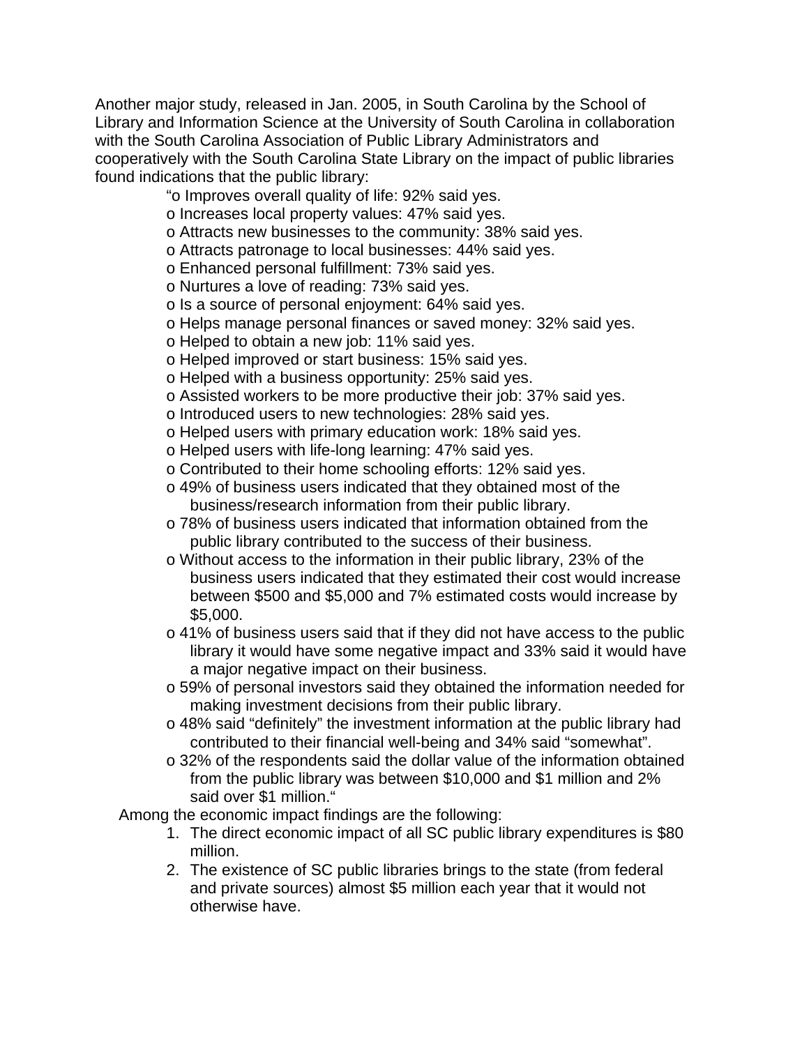Another major study, released in Jan. 2005, in South Carolina by the School of Library and Information Science at the University of South Carolina in collaboration with the South Carolina Association of Public Library Administrators and cooperatively with the South Carolina State Library on the impact of public libraries found indications that the public library:

> “o Improves overall quality of life: 92% said yes.  
> o Increases local property values: 47% said yes.  
> o Attracts new businesses to the community: 38% said yes.  
> o Attracts patronage to local businesses: 44% said yes.  
> o Enhanced personal fulfillment: 73% said yes.  
> o Nurtures a love of reading: 73% said yes.  
> o Is a source of personal enjoyment: 64% said yes.  
> o Helps manage personal finances or saved money: 32% said yes.  
> o Helped to obtain a new job: 11% said yes.  
> o Helped improved or start business: 15% said yes.  
> o Helped with a business opportunity: 25% said yes.  
> o Assisted workers to be more productive their job: 37% said yes.  
> o Introduced users to new technologies: 28% said yes.  
> o Helped users with primary education work: 18% said yes.  
> o Helped users with life-long learning: 47% said yes.  
> o Contributed to their home schooling efforts: 12% said yes.  
> o 49% of business users indicated that they obtained most of the business/research information from their public library.  
> o 78% of business users indicated that information obtained from the public library contributed to the success of their business.  
> o Without access to the information in their public library, 23% of the business users indicated that they estimated their cost would increase between $500 and $5,000 and 7% estimated costs would increase by $5,000.  
> o 41% of business users said that if they did not have access to the public library it would have some negative impact and 33% said it would have a major negative impact on their business.  
> o 59% of personal investors said they obtained the information needed for making investment decisions from their public library.  
> o 48% said “definitely” the investment information at the public library had contributed to their financial well-being and 34% said “somewhat”.  
> o 32% of the respondents said the dollar value of the information obtained from the public library was between $10,000 and $1 million and 2% said over $1 million.“

Among the economic impact findings are the following:

1. The direct economic impact of all SC public library expenditures is $80 million.
2. The existence of SC public libraries brings to the state (from federal and private sources) almost $5 million each year that it would not otherwise have.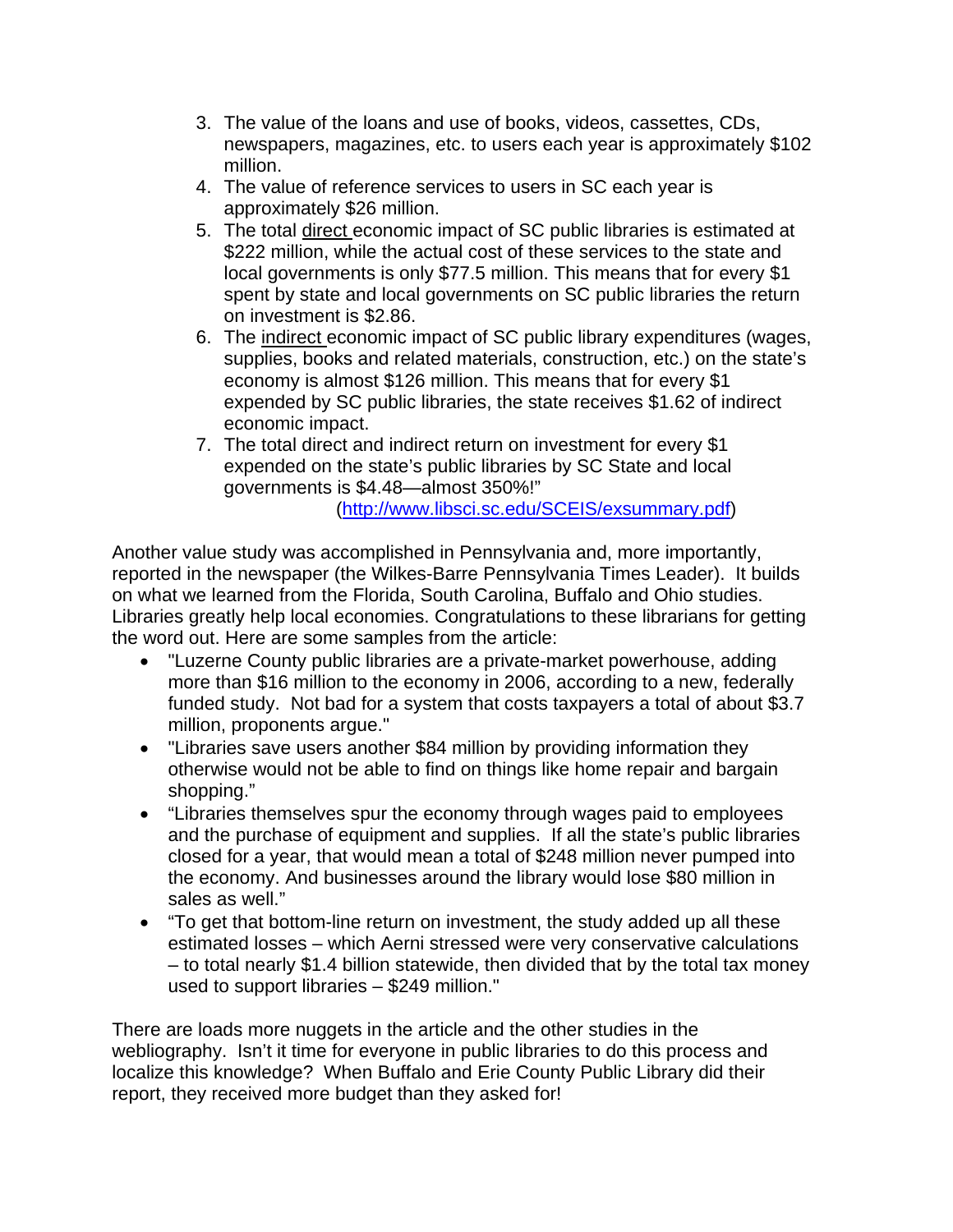3. The value of the loans and use of books, videos, cassettes, CDs, newspapers, magazines, etc. to users each year is approximately $102 million.
4. The value of reference services to users in SC each year is approximately $26 million.
5. The total <u>direct</u> economic impact of SC public libraries is estimated at $222 million, while the actual cost of these services to the state and local governments is only $77.5 million. This means that for every $1 spent by state and local governments on SC public libraries the return on investment is $2.86.
6. The <u>indirect</u> economic impact of SC public library expenditures (wages, supplies, books and related materials, construction, etc.) on the state's economy is almost $126 million. This means that for every $1 expended by SC public libraries, the state receives $1.62 of indirect economic impact.
7. The total direct and indirect return on investment for every $1 expended on the state's public libraries by SC State and local governments is $4.48—almost 350%!"

(http://www.libsci.sc.edu/SCEIS/exsummary.pdf)

Another value study was accomplished in Pennsylvania and, more importantly, reported in the newspaper (the Wilkes-Barre Pennsylvania Times Leader). It builds on what we learned from the Florida, South Carolina, Buffalo and Ohio studies. Libraries greatly help local economies. Congratulations to these librarians for getting the word out. Here are some samples from the article:

- "Luzerne County public libraries are a private-market powerhouse, adding more than $16 million to the economy in 2006, according to a new, federally funded study. Not bad for a system that costs taxpayers a total of about $3.7 million, proponents argue."
- "Libraries save users another $84 million by providing information they otherwise would not be able to find on things like home repair and bargain shopping."
- "Libraries themselves spur the economy through wages paid to employees and the purchase of equipment and supplies. If all the state's public libraries closed for a year, that would mean a total of $248 million never pumped into the economy. And businesses around the library would lose $80 million in sales as well."
- "To get that bottom-line return on investment, the study added up all these estimated losses – which Aerni stressed were very conservative calculations – to total nearly $1.4 billion statewide, then divided that by the total tax money used to support libraries – $249 million."

There are loads more nuggets in the article and the other studies in the webliography. Isn't it time for everyone in public libraries to do this process and localize this knowledge? When Buffalo and Erie County Public Library did their report, they received more budget than they asked for!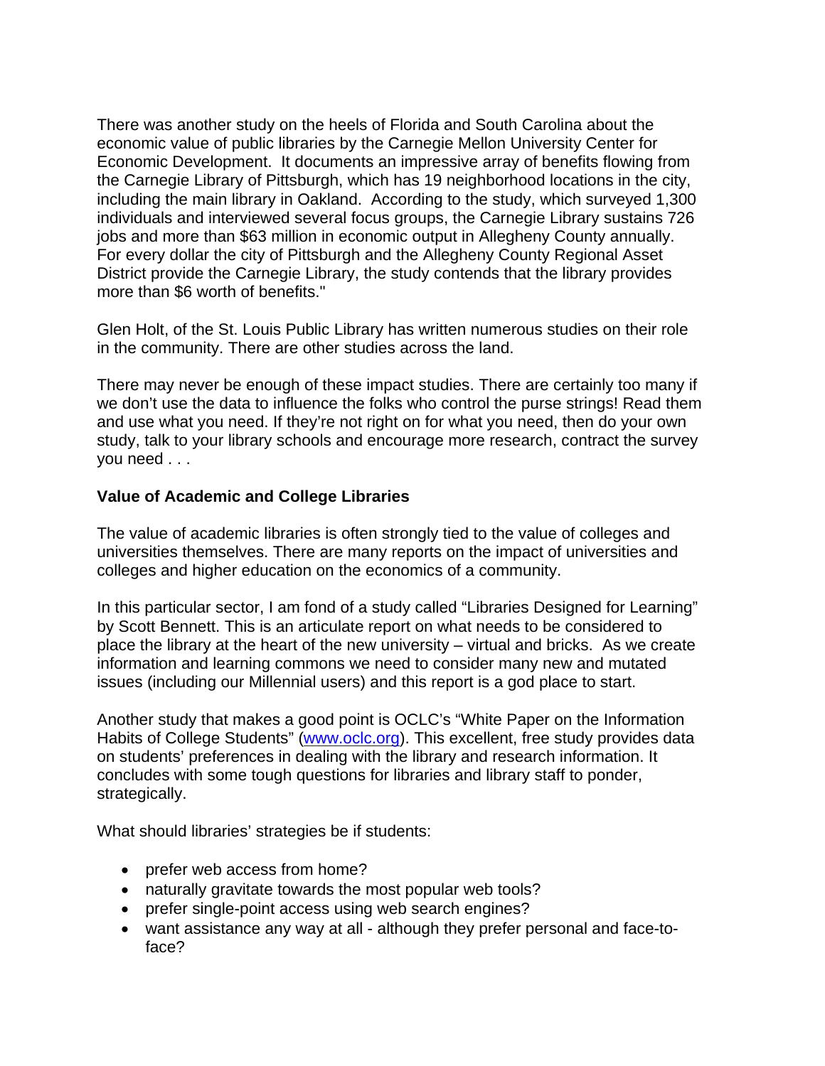There was another study on the heels of Florida and South Carolina about the economic value of public libraries by the Carnegie Mellon University Center for Economic Development. It documents an impressive array of benefits flowing from the Carnegie Library of Pittsburgh, which has 19 neighborhood locations in the city, including the main library in Oakland. According to the study, which surveyed 1,300 individuals and interviewed several focus groups, the Carnegie Library sustains 726 jobs and more than $63 million in economic output in Allegheny County annually. For every dollar the city of Pittsburgh and the Allegheny County Regional Asset District provide the Carnegie Library, the study contends that the library provides more than $6 worth of benefits."

Glen Holt, of the St. Louis Public Library has written numerous studies on their role in the community. There are other studies across the land.

There may never be enough of these impact studies. There are certainly too many if we don't use the data to influence the folks who control the purse strings! Read them and use what you need. If they're not right on for what you need, then do your own study, talk to your library schools and encourage more research, contract the survey you need . . .

**Value of Academic and College Libraries**

The value of academic libraries is often strongly tied to the value of colleges and universities themselves. There are many reports on the impact of universities and colleges and higher education on the economics of a community.

In this particular sector, I am fond of a study called "Libraries Designed for Learning" by Scott Bennett. This is an articulate report on what needs to be considered to place the library at the heart of the new university – virtual and bricks. As we create information and learning commons we need to consider many new and mutated issues (including our Millennial users) and this report is a god place to start.

Another study that makes a good point is OCLC's "White Paper on the Information Habits of College Students" (www.oclc.org). This excellent, free study provides data on students' preferences in dealing with the library and research information. It concludes with some tough questions for libraries and library staff to ponder, strategically.

What should libraries' strategies be if students:

- prefer web access from home?
- naturally gravitate towards the most popular web tools?
- prefer single-point access using web search engines?
- want assistance any way at all - although they prefer personal and face-to-face?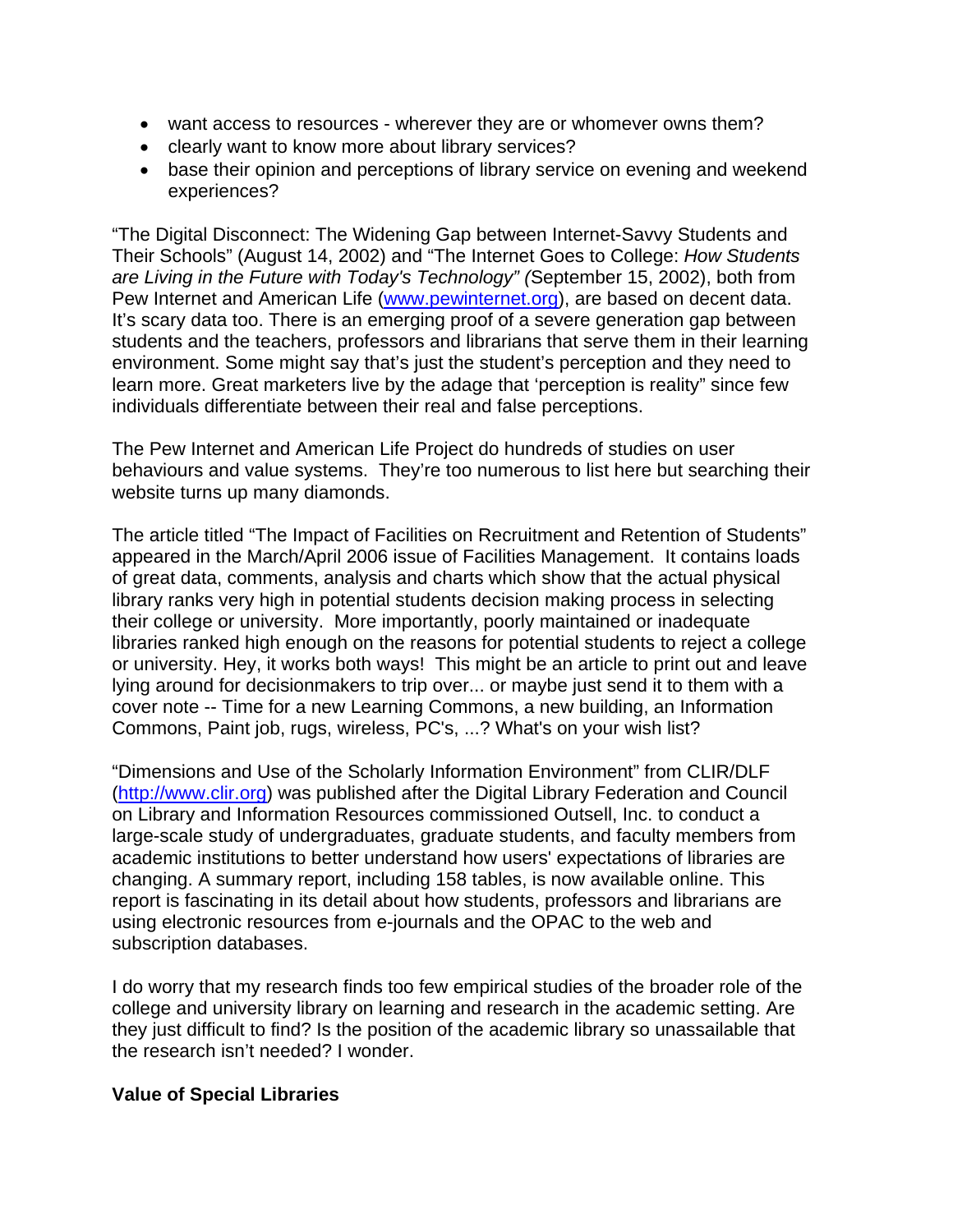- want access to resources - wherever they are or whomever owns them?
- clearly want to know more about library services?
- base their opinion and perceptions of library service on evening and weekend experiences?

“The Digital Disconnect: The Widening Gap between Internet-Savvy Students and Their Schools” (August 14, 2002) and “The Internet Goes to College: *How Students are Living in the Future with Today's Technology” (*September 15, 2002), both from Pew Internet and American Life (www.pewinternet.org), are based on decent data. It’s scary data too. There is an emerging proof of a severe generation gap between students and the teachers, professors and librarians that serve them in their learning environment. Some might say that’s just the student’s perception and they need to learn more. Great marketers live by the adage that ‘perception is reality” since few individuals differentiate between their real and false perceptions.

The Pew Internet and American Life Project do hundreds of studies on user behaviours and value systems. They’re too numerous to list here but searching their website turns up many diamonds.

The article titled “The Impact of Facilities on Recruitment and Retention of Students” appeared in the March/April 2006 issue of Facilities Management. It contains loads of great data, comments, analysis and charts which show that the actual physical library ranks very high in potential students decision making process in selecting their college or university. More importantly, poorly maintained or inadequate libraries ranked high enough on the reasons for potential students to reject a college or university. Hey, it works both ways! This might be an article to print out and leave lying around for decisionmakers to trip over... or maybe just send it to them with a cover note -- Time for a new Learning Commons, a new building, an Information Commons, Paint job, rugs, wireless, PC's, ...? What's on your wish list?

“Dimensions and Use of the Scholarly Information Environment” from CLIR/DLF (http://www.clir.org) was published after the Digital Library Federation and Council on Library and Information Resources commissioned Outsell, Inc. to conduct a large-scale study of undergraduates, graduate students, and faculty members from academic institutions to better understand how users' expectations of libraries are changing. A summary report, including 158 tables, is now available online. This report is fascinating in its detail about how students, professors and librarians are using electronic resources from e-journals and the OPAC to the web and subscription databases.

I do worry that my research finds too few empirical studies of the broader role of the college and university library on learning and research in the academic setting. Are they just difficult to find? Is the position of the academic library so unassailable that the research isn’t needed? I wonder.

**Value of Special Libraries**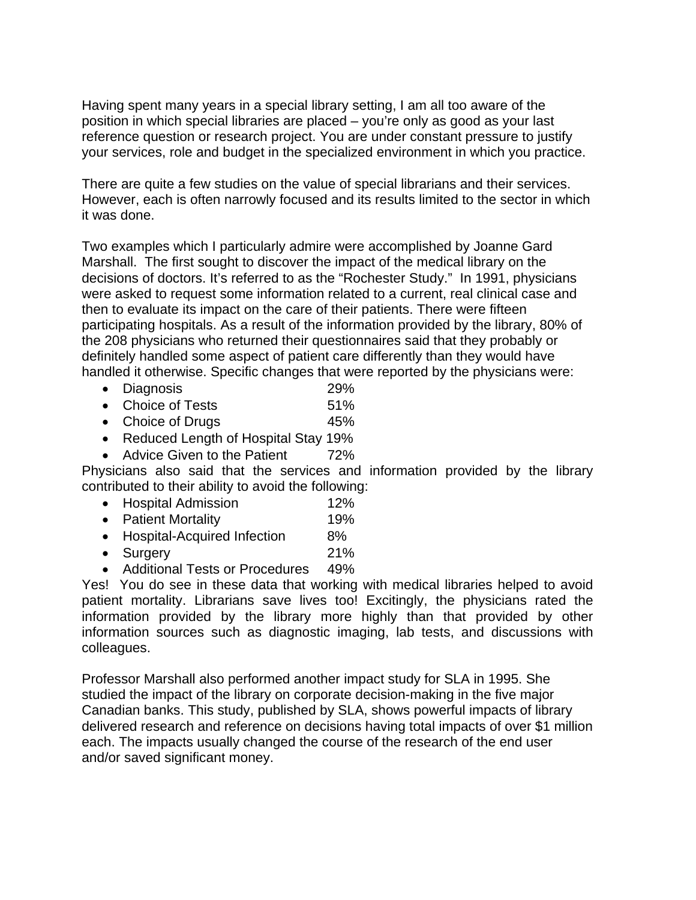Having spent many years in a special library setting, I am all too aware of the position in which special libraries are placed – you're only as good as your last reference question or research project. You are under constant pressure to justify your services, role and budget in the specialized environment in which you practice.

There are quite a few studies on the value of special librarians and their services. However, each is often narrowly focused and its results limited to the sector in which it was done.

Two examples which I particularly admire were accomplished by Joanne Gard Marshall. The first sought to discover the impact of the medical library on the decisions of doctors. It's referred to as the "Rochester Study." In 1991, physicians were asked to request some information related to a current, real clinical case and then to evaluate its impact on the care of their patients. There were fifteen participating hospitals. As a result of the information provided by the library, 80% of the 208 physicians who returned their questionnaires said that they probably or definitely handled some aspect of patient care differently than they would have handled it otherwise. Specific changes that were reported by the physicians were:

- Diagnosis 29%
- Choice of Tests 51%
- Choice of Drugs 45%
- Reduced Length of Hospital Stay 19%
- Advice Given to the Patient 72%

Physicians also said that the services and information provided by the library contributed to their ability to avoid the following:

- Hospital Admission 12%
- Patient Mortality 19%
- Hospital-Acquired Infection 8%
- Surgery 21%
- Additional Tests or Procedures 49%

Yes! You do see in these data that working with medical libraries helped to avoid patient mortality. Librarians save lives too! Excitingly, the physicians rated the information provided by the library more highly than that provided by other information sources such as diagnostic imaging, lab tests, and discussions with colleagues.

Professor Marshall also performed another impact study for SLA in 1995. She studied the impact of the library on corporate decision-making in the five major Canadian banks. This study, published by SLA, shows powerful impacts of library delivered research and reference on decisions having total impacts of over $1 million each. The impacts usually changed the course of the research of the end user and/or saved significant money.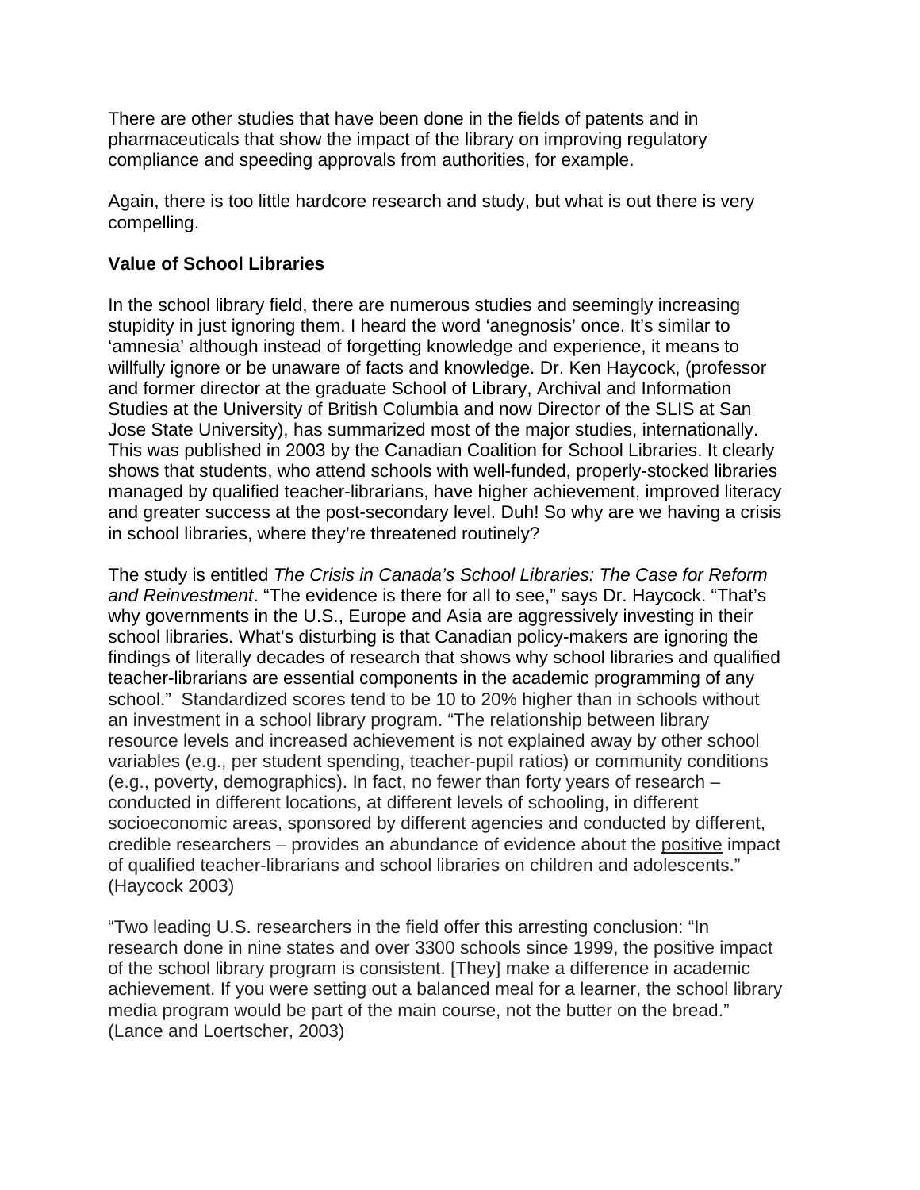There are other studies that have been done in the fields of patents and in pharmaceuticals that show the impact of the library on improving regulatory compliance and speeding approvals from authorities, for example.

Again, there is too little hardcore research and study, but what is out there is very compelling.

**Value of School Libraries**

In the school library field, there are numerous studies and seemingly increasing stupidity in just ignoring them. I heard the word 'anegnosis' once. It's similar to 'amnesia' although instead of forgetting knowledge and experience, it means to willfully ignore or be unaware of facts and knowledge. Dr. Ken Haycock, (professor and former director at the graduate School of Library, Archival and Information Studies at the University of British Columbia and now Director of the SLIS at San Jose State University), has summarized most of the major studies, internationally. This was published in 2003 by the Canadian Coalition for School Libraries. It clearly shows that students, who attend schools with well-funded, properly-stocked libraries managed by qualified teacher-librarians, have higher achievement, improved literacy and greater success at the post-secondary level. Duh! So why are we having a crisis in school libraries, where they're threatened routinely?

The study is entitled *The Crisis in Canada's School Libraries: The Case for Reform and Reinvestment*. "The evidence is there for all to see," says Dr. Haycock. "That's why governments in the U.S., Europe and Asia are aggressively investing in their school libraries. What's disturbing is that Canadian policy-makers are ignoring the findings of literally decades of research that shows why school libraries and qualified teacher-librarians are essential components in the academic programming of any school." Standardized scores tend to be 10 to 20% higher than in schools without an investment in a school library program. "The relationship between library resource levels and increased achievement is not explained away by other school variables (e.g., per student spending, teacher-pupil ratios) or community conditions (e.g., poverty, demographics). In fact, no fewer than forty years of research – conducted in different locations, at different levels of schooling, in different socioeconomic areas, sponsored by different agencies and conducted by different, credible researchers – provides an abundance of evidence about the positive impact of qualified teacher-librarians and school libraries on children and adolescents." (Haycock 2003)

"Two leading U.S. researchers in the field offer this arresting conclusion: "In research done in nine states and over 3300 schools since 1999, the positive impact of the school library program is consistent. [They] make a difference in academic achievement. If you were setting out a balanced meal for a learner, the school library media program would be part of the main course, not the butter on the bread." (Lance and Loertscher, 2003)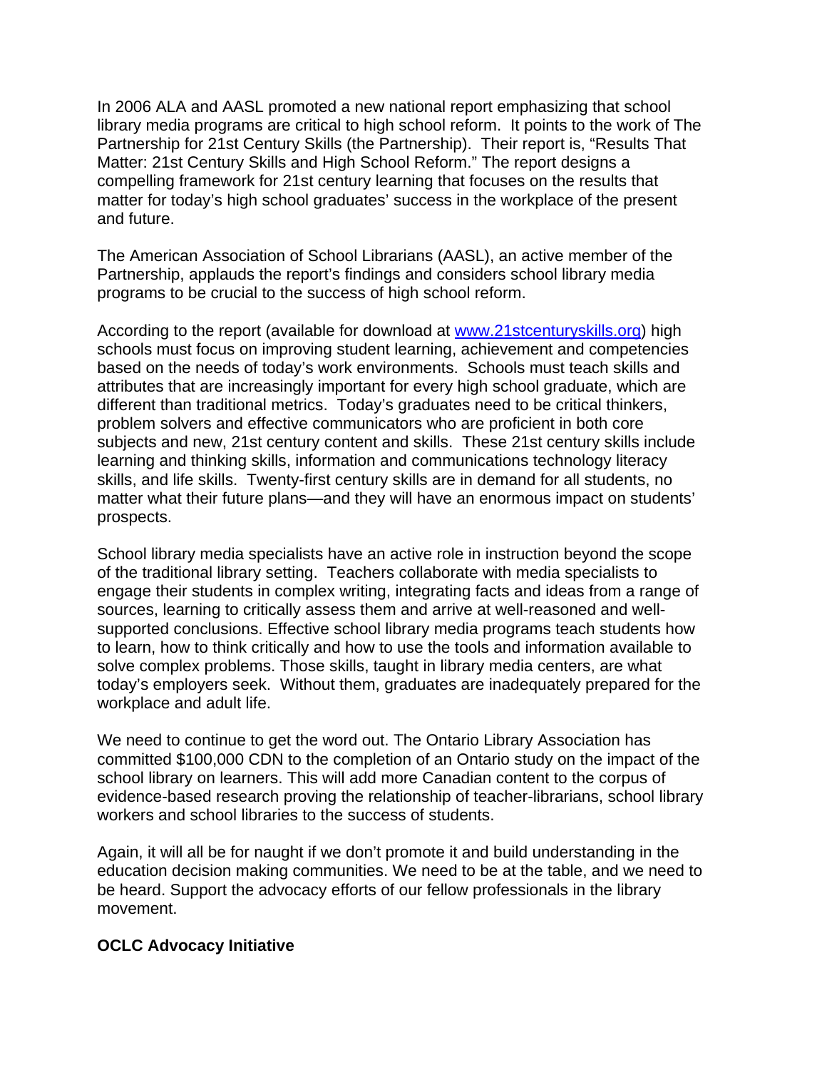In 2006 ALA and AASL promoted a new national report emphasizing that school library media programs are critical to high school reform. It points to the work of The Partnership for 21st Century Skills (the Partnership). Their report is, "Results That Matter: 21st Century Skills and High School Reform." The report designs a compelling framework for 21st century learning that focuses on the results that matter for today's high school graduates' success in the workplace of the present and future.

The American Association of School Librarians (AASL), an active member of the Partnership, applauds the report's findings and considers school library media programs to be crucial to the success of high school reform.

According to the report (available for download at [www.21stcenturyskills.org](http://www.21stcenturyskills.org)) high schools must focus on improving student learning, achievement and competencies based on the needs of today's work environments. Schools must teach skills and attributes that are increasingly important for every high school graduate, which are different than traditional metrics. Today's graduates need to be critical thinkers, problem solvers and effective communicators who are proficient in both core subjects and new, 21st century content and skills. These 21st century skills include learning and thinking skills, information and communications technology literacy skills, and life skills. Twenty-first century skills are in demand for all students, no matter what their future plans—and they will have an enormous impact on students' prospects.

School library media specialists have an active role in instruction beyond the scope of the traditional library setting. Teachers collaborate with media specialists to engage their students in complex writing, integrating facts and ideas from a range of sources, learning to critically assess them and arrive at well-reasoned and well-supported conclusions. Effective school library media programs teach students how to learn, how to think critically and how to use the tools and information available to solve complex problems. Those skills, taught in library media centers, are what today's employers seek. Without them, graduates are inadequately prepared for the workplace and adult life.

We need to continue to get the word out. The Ontario Library Association has committed $100,000 CDN to the completion of an Ontario study on the impact of the school library on learners. This will add more Canadian content to the corpus of evidence-based research proving the relationship of teacher-librarians, school library workers and school libraries to the success of students.

Again, it will all be for naught if we don't promote it and build understanding in the education decision making communities. We need to be at the table, and we need to be heard. Support the advocacy efforts of our fellow professionals in the library movement.

**OCLC Advocacy Initiative**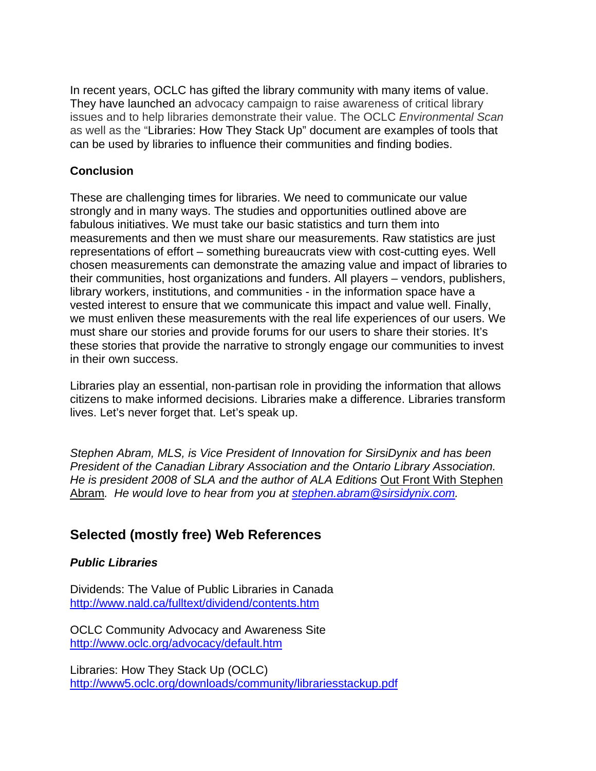In recent years, OCLC has gifted the library community with many items of value. They have launched an advocacy campaign to raise awareness of critical library issues and to help libraries demonstrate their value. The OCLC *Environmental Scan* as well as the "Libraries: How They Stack Up" document are examples of tools that can be used by libraries to influence their communities and finding bodies.

**Conclusion**

These are challenging times for libraries. We need to communicate our value strongly and in many ways. The studies and opportunities outlined above are fabulous initiatives. We must take our basic statistics and turn them into measurements and then we must share our measurements. Raw statistics are just representations of effort – something bureaucrats view with cost-cutting eyes. Well chosen measurements can demonstrate the amazing value and impact of libraries to their communities, host organizations and funders. All players – vendors, publishers, library workers, institutions, and communities - in the information space have a vested interest to ensure that we communicate this impact and value well. Finally, we must enliven these measurements with the real life experiences of our users. We must share our stories and provide forums for our users to share their stories. It's these stories that provide the narrative to strongly engage our communities to invest in their own success.

Libraries play an essential, non-partisan role in providing the information that allows citizens to make informed decisions. Libraries make a difference. Libraries transform lives. Let's never forget that. Let's speak up.

*Stephen Abram, MLS, is Vice President of Innovation for SirsiDynix and has been President of the Canadian Library Association and the Ontario Library Association. He is president 2008 of SLA and the author of ALA Editions* Out Front With Stephen Abram*. He would love to hear from you at stephen.abram@sirsidynix.com.*

## Selected (mostly free) Web References

***Public Libraries***

Dividends: The Value of Public Libraries in Canada
http://www.nald.ca/fulltext/dividend/contents.htm

OCLC Community Advocacy and Awareness Site
http://www.oclc.org/advocacy/default.htm

Libraries: How They Stack Up (OCLC)
http://www5.oclc.org/downloads/community/librariesstackup.pdf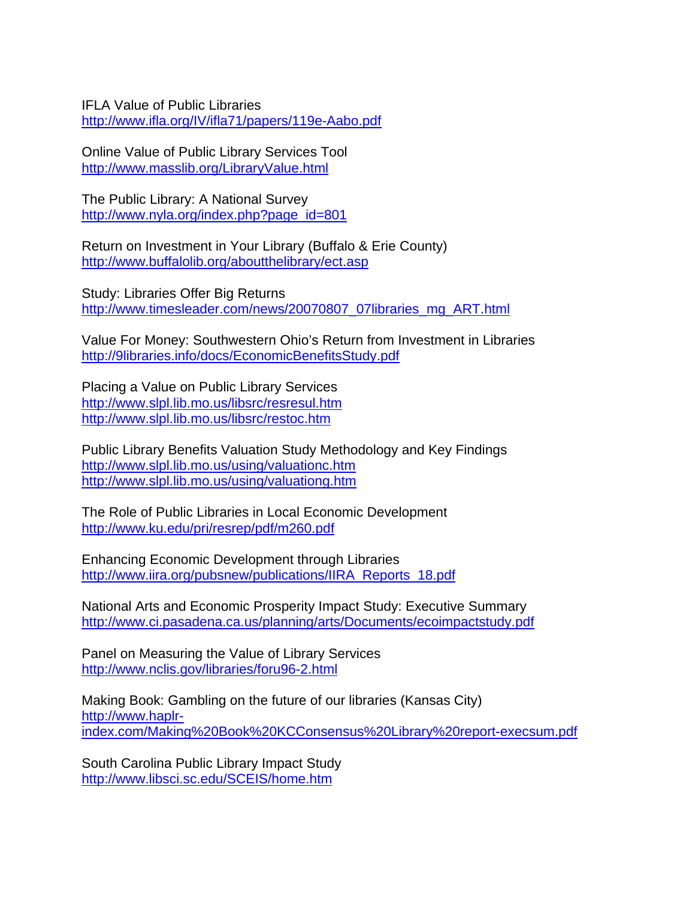IFLA Value of Public Libraries
http://www.ifla.org/IV/ifla71/papers/119e-Aabo.pdf

Online Value of Public Library Services Tool
http://www.masslib.org/LibraryValue.html

The Public Library: A National Survey
http://www.nyla.org/index.php?page_id=801

Return on Investment in Your Library (Buffalo & Erie County)
http://www.buffalolib.org/aboutthelibrary/ect.asp

Study: Libraries Offer Big Returns
http://www.timesleader.com/news/20070807_07libraries_mg_ART.html

Value For Money: Southwestern Ohio's Return from Investment in Libraries
http://9libraries.info/docs/EconomicBenefitsStudy.pdf

Placing a Value on Public Library Services
http://www.slpl.lib.mo.us/libsrc/resresul.htm
http://www.slpl.lib.mo.us/libsrc/restoc.htm

Public Library Benefits Valuation Study Methodology and Key Findings
http://www.slpl.lib.mo.us/using/valuationc.htm
http://www.slpl.lib.mo.us/using/valuationg.htm

The Role of Public Libraries in Local Economic Development
http://www.ku.edu/pri/resrep/pdf/m260.pdf

Enhancing Economic Development through Libraries
http://www.iira.org/pubsnew/publications/IIRA_Reports_18.pdf

National Arts and Economic Prosperity Impact Study: Executive Summary
http://www.ci.pasadena.ca.us/planning/arts/Documents/ecoimpactstudy.pdf

Panel on Measuring the Value of Library Services
http://www.nclis.gov/libraries/foru96-2.html

Making Book: Gambling on the future of our libraries (Kansas City)
http://www.haplr-index.com/Making%20Book%20KCConsensus%20Library%20report-execsum.pdf

South Carolina Public Library Impact Study
http://www.libsci.sc.edu/SCEIS/home.htm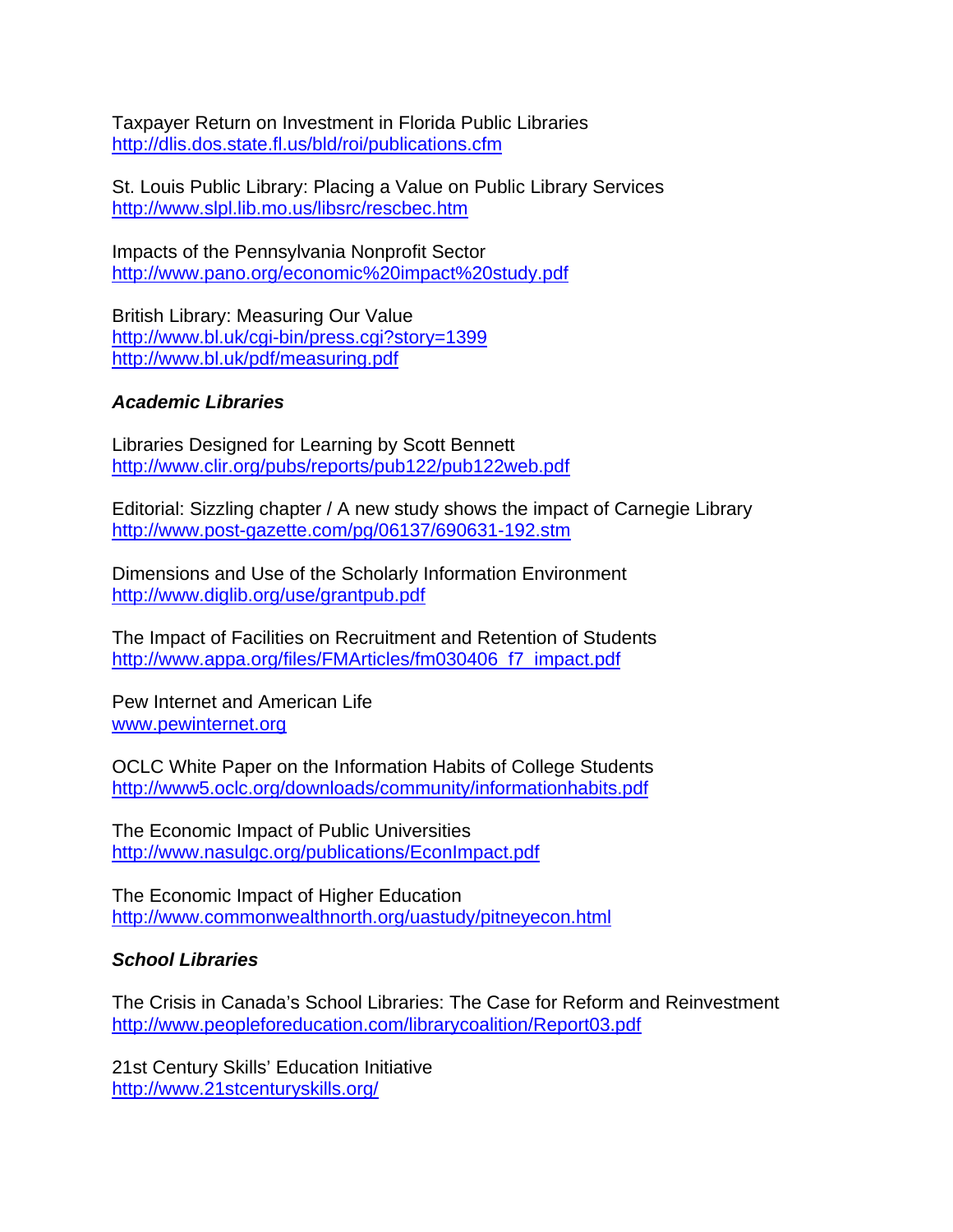Taxpayer Return on Investment in Florida Public Libraries
http://dlis.dos.state.fl.us/bld/roi/publications.cfm

St. Louis Public Library: Placing a Value on Public Library Services
http://www.slpl.lib.mo.us/libsrc/rescbec.htm

Impacts of the Pennsylvania Nonprofit Sector
http://www.pano.org/economic%20impact%20study.pdf

British Library: Measuring Our Value
http://www.bl.uk/cgi-bin/press.cgi?story=1399
http://www.bl.uk/pdf/measuring.pdf

### *Academic Libraries*

Libraries Designed for Learning by Scott Bennett
http://www.clir.org/pubs/reports/pub122/pub122web.pdf

Editorial: Sizzling chapter / A new study shows the impact of Carnegie Library
http://www.post-gazette.com/pg/06137/690631-192.stm

Dimensions and Use of the Scholarly Information Environment
http://www.diglib.org/use/grantpub.pdf

The Impact of Facilities on Recruitment and Retention of Students
http://www.appa.org/files/FMArticles/fm030406_f7_impact.pdf

Pew Internet and American Life
www.pewinternet.org

OCLC White Paper on the Information Habits of College Students
http://www5.oclc.org/downloads/community/informationhabits.pdf

The Economic Impact of Public Universities
http://www.nasulgc.org/publications/EconImpact.pdf

The Economic Impact of Higher Education
http://www.commonwealthnorth.org/uastudy/pitneyecon.html

### *School Libraries*

The Crisis in Canada's School Libraries: The Case for Reform and Reinvestment
http://www.peopleforeducation.com/librarycoalition/Report03.pdf

21st Century Skills' Education Initiative
http://www.21stcenturyskills.org/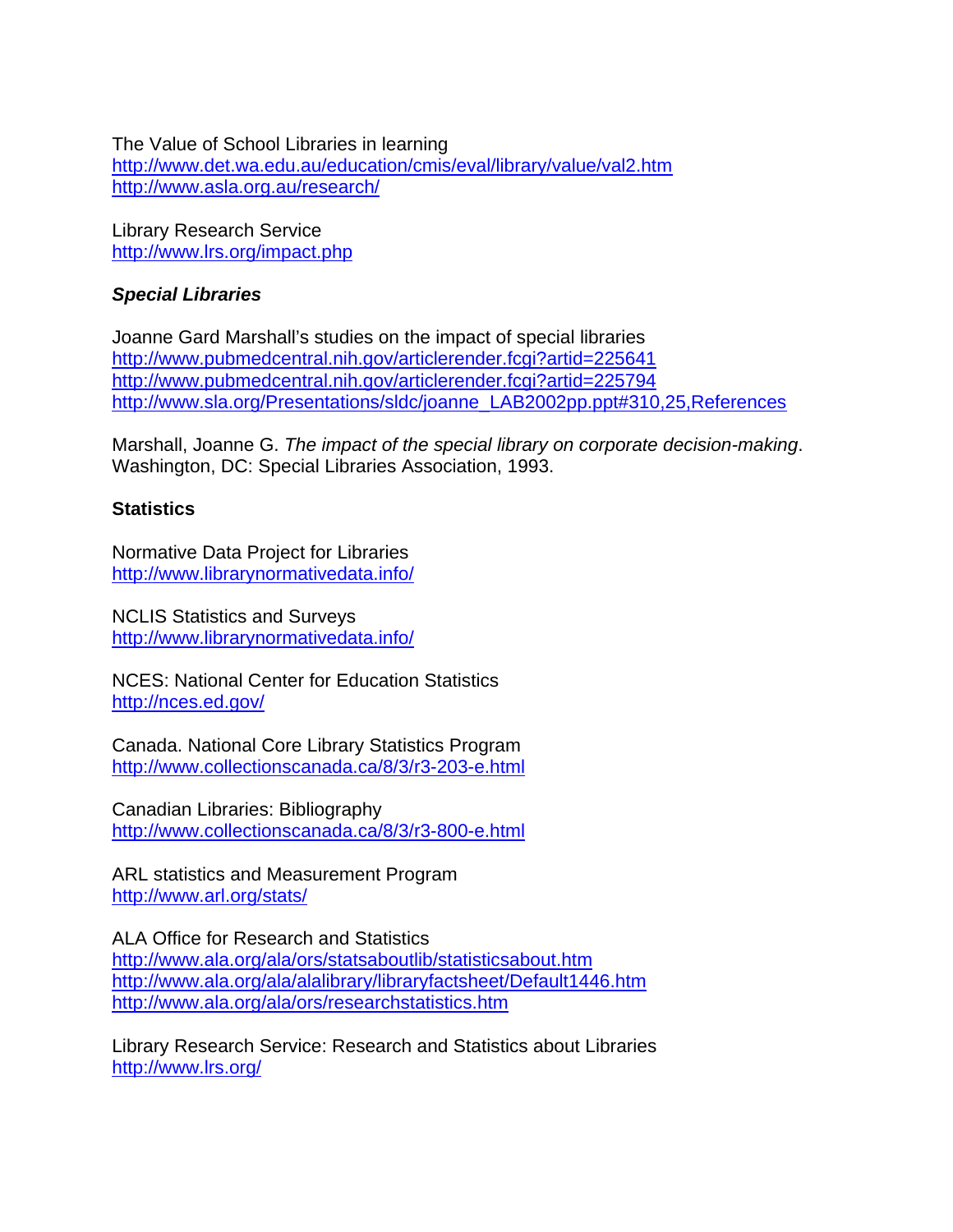The Value of School Libraries in learning
http://www.det.wa.edu.au/education/cmis/eval/library/value/val2.htm
http://www.asla.org.au/research/

Library Research Service
http://www.lrs.org/impact.php

### *Special Libraries*

Joanne Gard Marshall's studies on the impact of special libraries
http://www.pubmedcentral.nih.gov/articlerender.fcgi?artid=225641
http://www.pubmedcentral.nih.gov/articlerender.fcgi?artid=225794
http://www.sla.org/Presentations/sldc/joanne_LAB2002pp.ppt#310,25,References

Marshall, Joanne G. *The impact of the special library on corporate decision-making*. Washington, DC: Special Libraries Association, 1993.

### Statistics

Normative Data Project for Libraries
http://www.librarynormativedata.info/

NCLIS Statistics and Surveys
http://www.librarynormativedata.info/

NCES: National Center for Education Statistics
http://nces.ed.gov/

Canada. National Core Library Statistics Program
http://www.collectionscanada.ca/8/3/r3-203-e.html

Canadian Libraries: Bibliography
http://www.collectionscanada.ca/8/3/r3-800-e.html

ARL statistics and Measurement Program
http://www.arl.org/stats/

ALA Office for Research and Statistics
http://www.ala.org/ala/ors/statsaboutlib/statisticsabout.htm
http://www.ala.org/ala/alalibrary/libraryfactsheet/Default1446.htm
http://www.ala.org/ala/ors/researchstatistics.htm

Library Research Service: Research and Statistics about Libraries
http://www.lrs.org/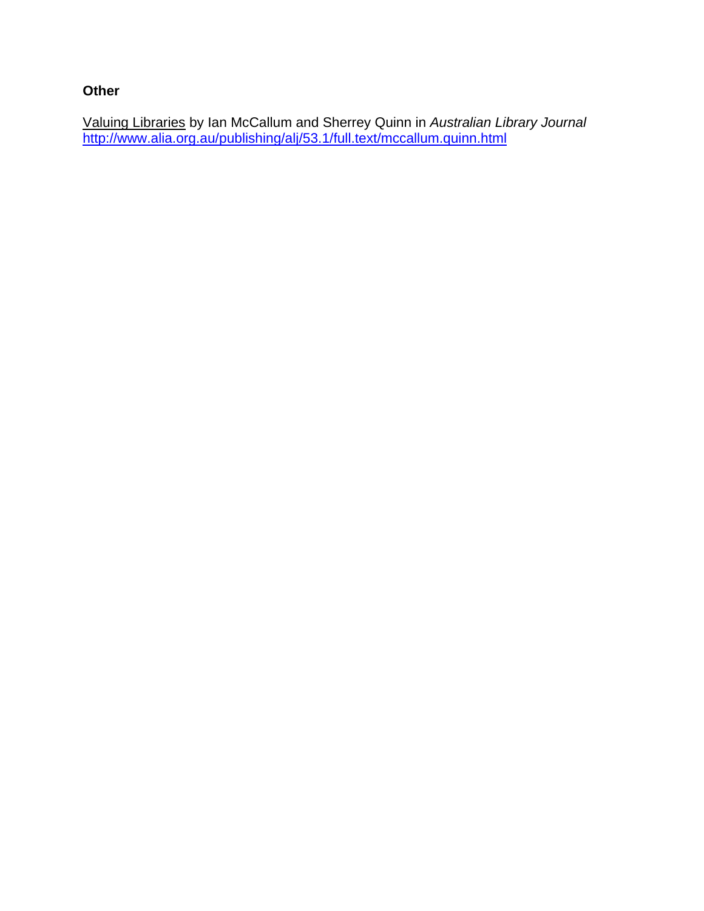**Other**

Valuing Libraries by Ian McCallum and Sherrey Quinn in *Australian Library Journal*
http://www.alia.org.au/publishing/alj/53.1/full.text/mccallum.quinn.html